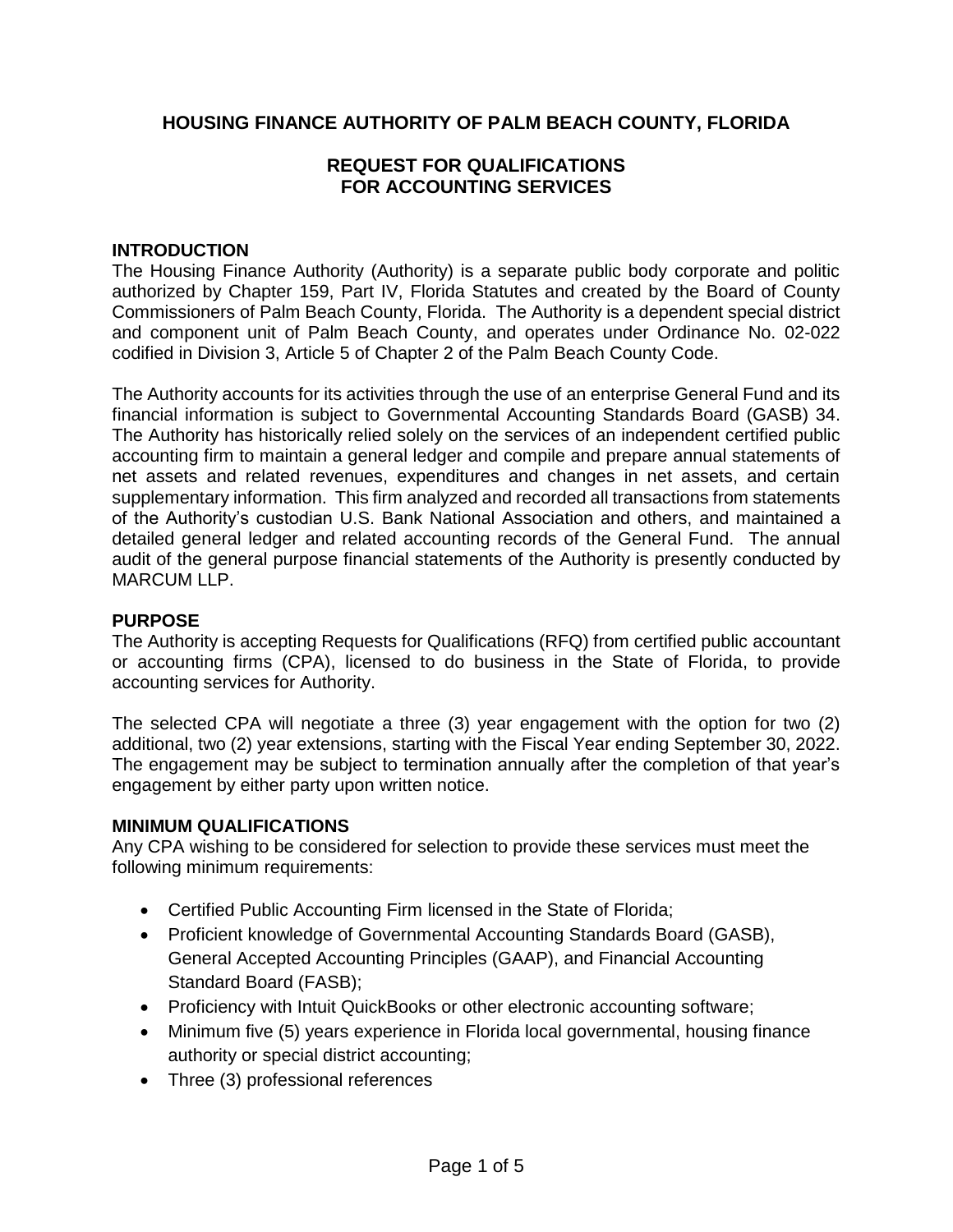# HOUSING FINANCE AUTHORITY OF PALM BEACH COUNTY, FLORIDA

## REQUEST FOR QUALIFICATIONS FOR ACCOUNTING SERVICES

### INTRODUCTION

The Housing Finance Authority (Authority) is a separate public body corporate and politic authorized by Chapter 159, Part IV, Florida Statutes and created by the Board of County Commissioners of Palm Beach County, Florida. The Authority is a dependent special district and component unit of Palm Beach County, and operates under Ordinance No. 02-022 codified in Division 3, Article 5 of Chapter 2 of the Palm Beach County Code.

The Authority accounts for its activities through the use of an enterprise General Fund and its financial information is subject to Governmental Accounting Standards Board (GASB) 34. The Authority has historically relied solely on the services of an independent certified public accounting firm to maintain a general ledger and compile and prepare annual statements of net assets and related revenues, expenditures and changes in net assets, and certain supplementary information. This firm analyzed and recorded all transactions from statements of the Authority's custodian U.S. Bank National Association and others, and maintained a detailed general ledger and related accounting records of the General Fund. The annual audit of the general purpose financial statements of the Authority is presently conducted by MARCUM LLP.

### PURPOSE

The Authority is accepting Requests for Qualifications (RFQ) from certified public accountant or accounting firms (CPA), licensed to do business in the State of Florida, to provide accounting services for Authority.

The selected CPA will negotiate a three (3) year engagement with the option for two (2) additional, two (2) year extensions, starting with the Fiscal Year ending September 30, 2022. The engagement may be subject to termination annually after the completion of that year's engagement by either party upon written notice.

### MINIMUM QUALIFICATIONS

Any CPA wishing to be considered for selection to provide these services must meet the following minimum requirements:

- Certified Public Accounting Firm licensed in the State of Florida;
- Proficient knowledge of Governmental Accounting Standards Board (GASB), General Accepted Accounting Principles (GAAP), and Financial Accounting Standard Board (FASB);
- Proficiency with Intuit QuickBooks or other electronic accounting software;
- Minimum five (5) years experience in Florida local governmental, housing finance authority or special district accounting;
- Three (3) professional references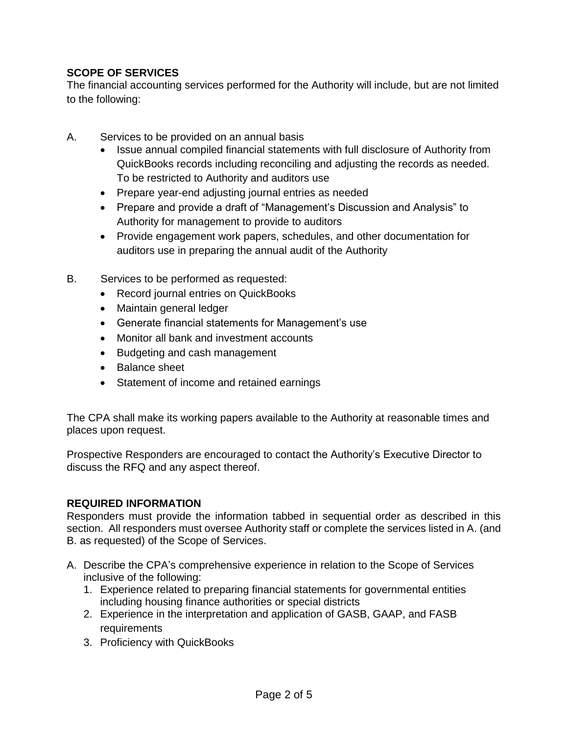**SCOPE OF SERVICES**

The financial accounting services performed for the Authority will include, but are not limited to the following:

A. Services to be provided on an annual basis
   - Issue annual compiled financial statements with full disclosure of Authority from QuickBooks records including reconciling and adjusting the records as needed. To be restricted to Authority and auditors use
   - Prepare year-end adjusting journal entries as needed
   - Prepare and provide a draft of "Management's Discussion and Analysis" to Authority for management to provide to auditors
   - Provide engagement work papers, schedules, and other documentation for auditors use in preparing the annual audit of the Authority

B. Services to be performed as requested:
   - Record journal entries on QuickBooks
   - Maintain general ledger
   - Generate financial statements for Management's use
   - Monitor all bank and investment accounts
   - Budgeting and cash management
   - Balance sheet
   - Statement of income and retained earnings

The CPA shall make its working papers available to the Authority at reasonable times and places upon request.

Prospective Responders are encouraged to contact the Authority's Executive Director to discuss the RFQ and any aspect thereof.

**REQUIRED INFORMATION**

Responders must provide the information tabbed in sequential order as described in this section. All responders must oversee Authority staff or complete the services listed in A. (and B. as requested) of the Scope of Services.

A. Describe the CPA's comprehensive experience in relation to the Scope of Services inclusive of the following:
   1. Experience related to preparing financial statements for governmental entities including housing finance authorities or special districts
   2. Experience in the interpretation and application of GASB, GAAP, and FASB requirements
   3. Proficiency with QuickBooks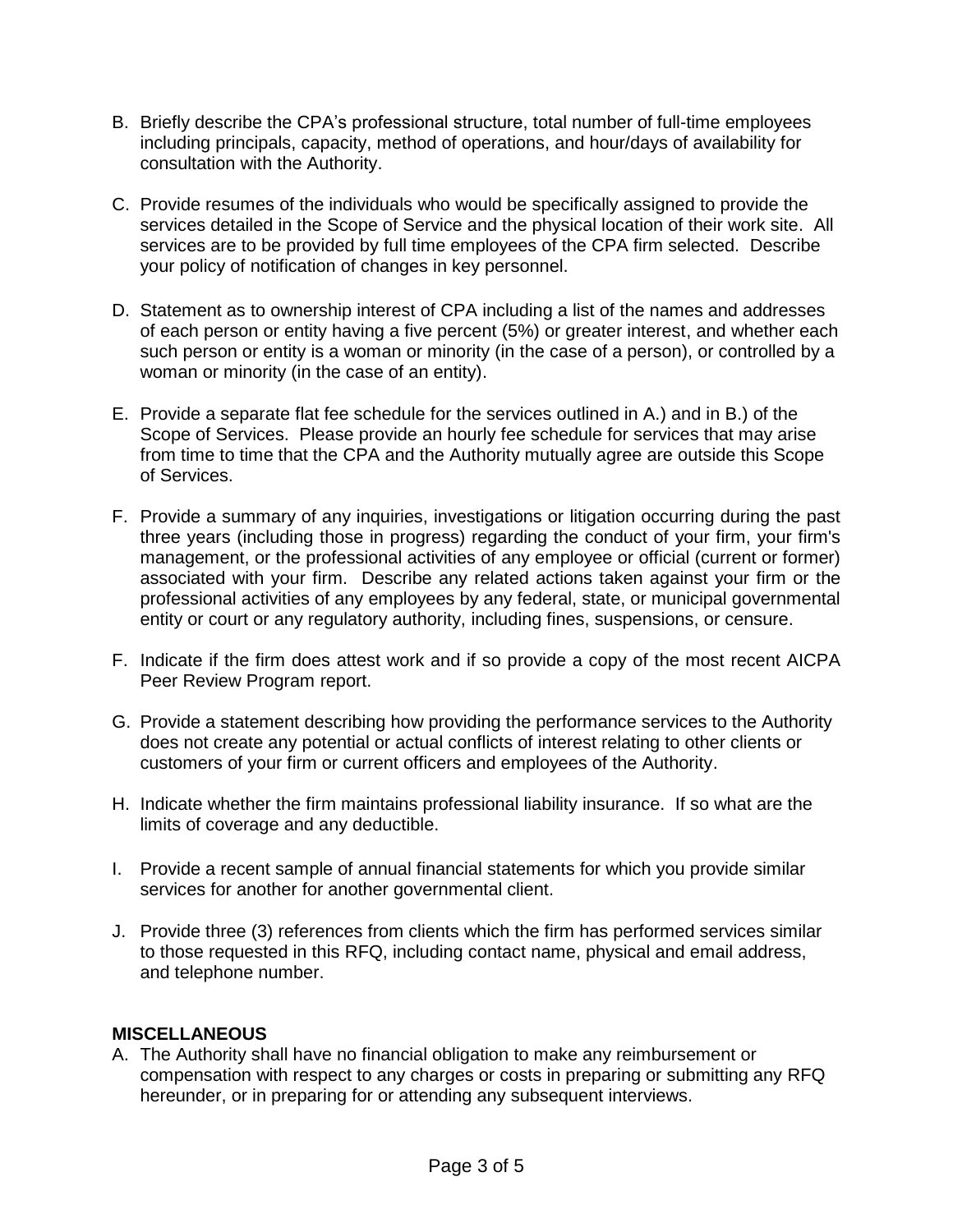B. Briefly describe the CPA's professional structure, total number of full-time employees including principals, capacity, method of operations, and hour/days of availability for consultation with the Authority.

C. Provide resumes of the individuals who would be specifically assigned to provide the services detailed in the Scope of Service and the physical location of their work site. All services are to be provided by full time employees of the CPA firm selected. Describe your policy of notification of changes in key personnel.

D. Statement as to ownership interest of CPA including a list of the names and addresses of each person or entity having a five percent (5%) or greater interest, and whether each such person or entity is a woman or minority (in the case of a person), or controlled by a woman or minority (in the case of an entity).

E. Provide a separate flat fee schedule for the services outlined in A.) and in B.) of the Scope of Services. Please provide an hourly fee schedule for services that may arise from time to time that the CPA and the Authority mutually agree are outside this Scope of Services.

F. Provide a summary of any inquiries, investigations or litigation occurring during the past three years (including those in progress) regarding the conduct of your firm, your firm's management, or the professional activities of any employee or official (current or former) associated with your firm. Describe any related actions taken against your firm or the professional activities of any employees by any federal, state, or municipal governmental entity or court or any regulatory authority, including fines, suspensions, or censure.

F. Indicate if the firm does attest work and if so provide a copy of the most recent AICPA Peer Review Program report.

G. Provide a statement describing how providing the performance services to the Authority does not create any potential or actual conflicts of interest relating to other clients or customers of your firm or current officers and employees of the Authority.

H. Indicate whether the firm maintains professional liability insurance. If so what are the limits of coverage and any deductible.

I. Provide a recent sample of annual financial statements for which you provide similar services for another for another governmental client.

J. Provide three (3) references from clients which the firm has performed services similar to those requested in this RFQ, including contact name, physical and email address, and telephone number.

**MISCELLANEOUS**

A. The Authority shall have no financial obligation to make any reimbursement or compensation with respect to any charges or costs in preparing or submitting any RFQ hereunder, or in preparing for or attending any subsequent interviews.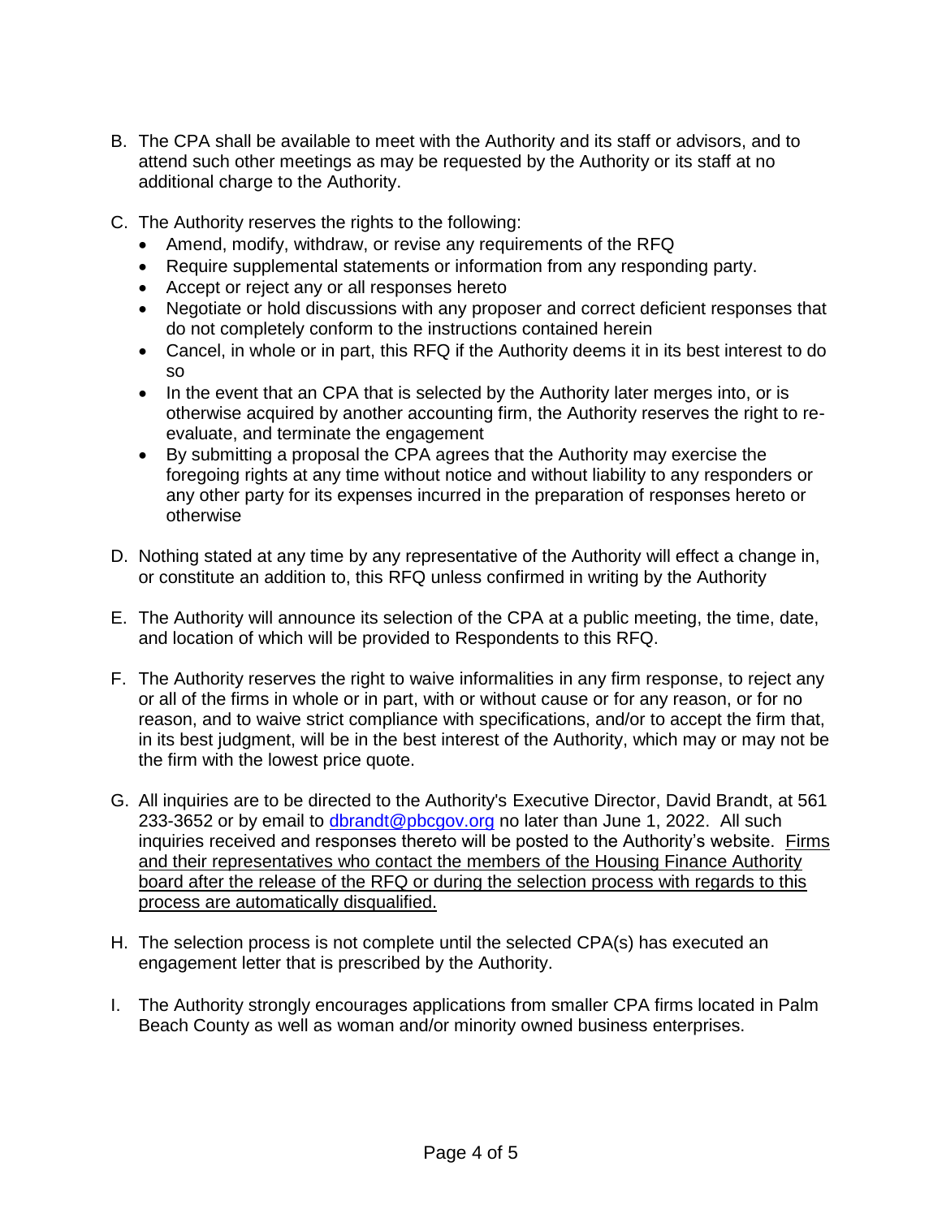B. The CPA shall be available to meet with the Authority and its staff or advisors, and to attend such other meetings as may be requested by the Authority or its staff at no additional charge to the Authority.

C. The Authority reserves the rights to the following:
   - Amend, modify, withdraw, or revise any requirements of the RFQ
   - Require supplemental statements or information from any responding party.
   - Accept or reject any or all responses hereto
   - Negotiate or hold discussions with any proposer and correct deficient responses that do not completely conform to the instructions contained herein
   - Cancel, in whole or in part, this RFQ if the Authority deems it in its best interest to do so
   - In the event that an CPA that is selected by the Authority later merges into, or is otherwise acquired by another accounting firm, the Authority reserves the right to re-evaluate, and terminate the engagement
   - By submitting a proposal the CPA agrees that the Authority may exercise the foregoing rights at any time without notice and without liability to any responders or any other party for its expenses incurred in the preparation of responses hereto or otherwise

D. Nothing stated at any time by any representative of the Authority will effect a change in, or constitute an addition to, this RFQ unless confirmed in writing by the Authority

E. The Authority will announce its selection of the CPA at a public meeting, the time, date, and location of which will be provided to Respondents to this RFQ.

F. The Authority reserves the right to waive informalities in any firm response, to reject any or all of the firms in whole or in part, with or without cause or for any reason, or for no reason, and to waive strict compliance with specifications, and/or to accept the firm that, in its best judgment, will be in the best interest of the Authority, which may or may not be the firm with the lowest price quote.

G. All inquiries are to be directed to the Authority's Executive Director, David Brandt, at 561 233-3652 or by email to dbrandt@pbcgov.org no later than June 1, 2022. All such inquiries received and responses thereto will be posted to the Authority's website. Firms and their representatives who contact the members of the Housing Finance Authority board after the release of the RFQ or during the selection process with regards to this process are automatically disqualified.

H. The selection process is not complete until the selected CPA(s) has executed an engagement letter that is prescribed by the Authority.

I. The Authority strongly encourages applications from smaller CPA firms located in Palm Beach County as well as woman and/or minority owned business enterprises.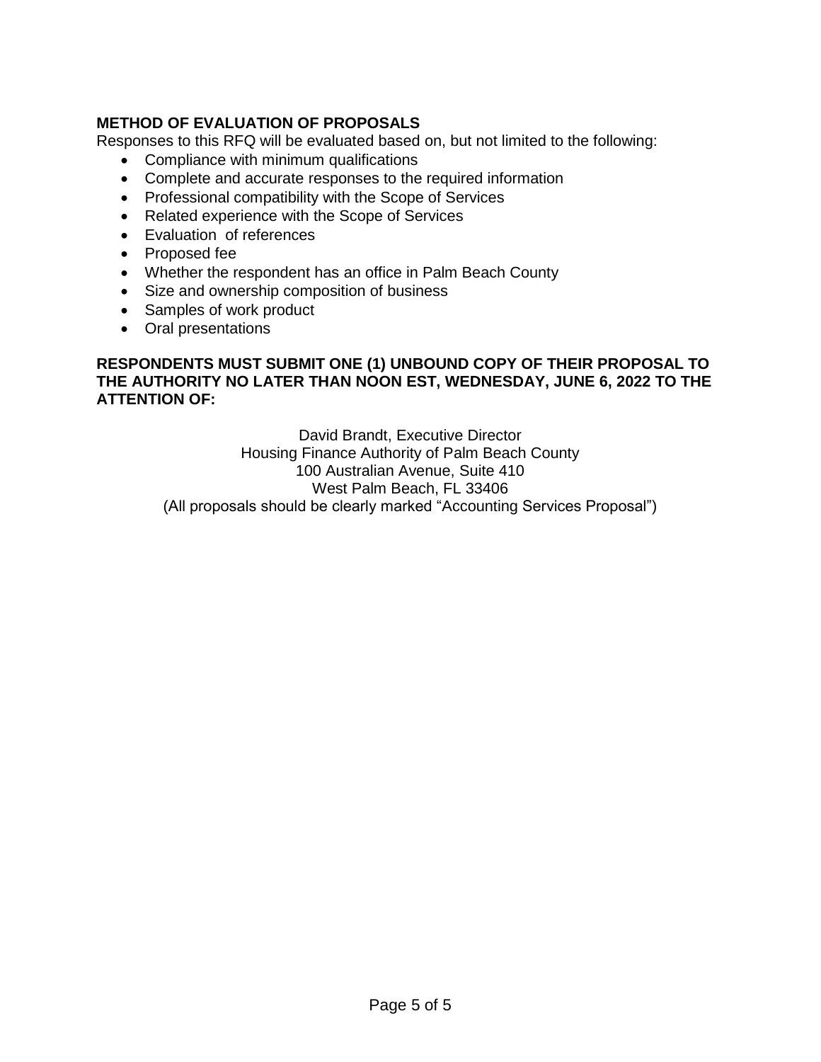**METHOD OF EVALUATION OF PROPOSALS**

Responses to this RFQ will be evaluated based on, but not limited to the following:

- Compliance with minimum qualifications
- Complete and accurate responses to the required information
- Professional compatibility with the Scope of Services
- Related experience with the Scope of Services
- Evaluation of references
- Proposed fee
- Whether the respondent has an office in Palm Beach County
- Size and ownership composition of business
- Samples of work product
- Oral presentations

**RESPONDENTS MUST SUBMIT ONE (1) UNBOUND COPY OF THEIR PROPOSAL TO THE AUTHORITY NO LATER THAN NOON EST, WEDNESDAY, JUNE 6, 2022 TO THE ATTENTION OF:**

David Brandt, Executive Director
Housing Finance Authority of Palm Beach County
100 Australian Avenue, Suite 410
West Palm Beach, FL 33406
(All proposals should be clearly marked "Accounting Services Proposal")